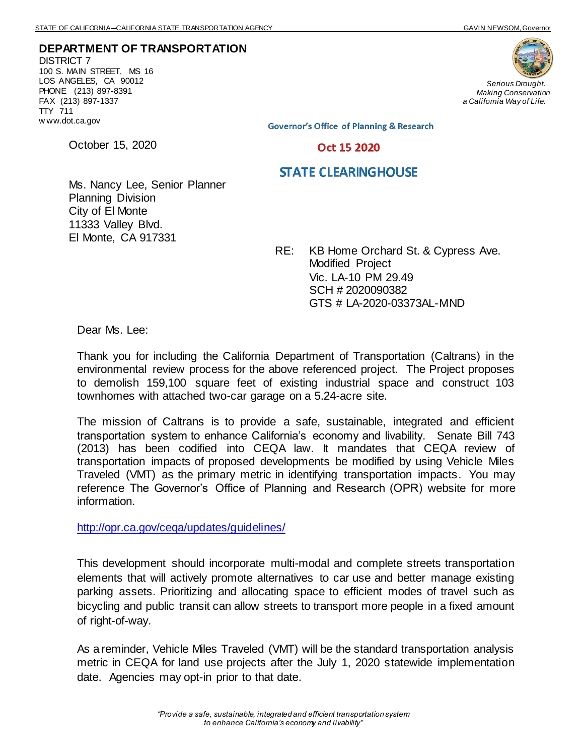STATE OF CALIFORNIA—CALIFORNIA STATE TRANSPORTATION AGENCY GAVIN NEWSOM, Governor

**DEPARTMENT OF TRANSPORTATION**
DISTRICT 7
100 S. MAIN STREET, MS 16
LOS ANGELES, CA 90012
PHONE (213) 897-8391
FAX (213) 897-1337
TTY 711
www.dot.ca.gov

*Serious Drought.*
*Making Conservation*
*a California Way of Life.*

Governor's Office of Planning & Research

Oct 15 2020

STATE CLEARINGHOUSE

October 15, 2020

Ms. Nancy Lee, Senior Planner
Planning Division
City of El Monte
11333 Valley Blvd.
El Monte, CA 917331

RE: KB Home Orchard St. & Cypress Ave.
Modified Project
Vic. LA-10 PM 29.49
SCH # 2020090382
GTS # LA-2020-03373AL-MND

Dear Ms. Lee:

Thank you for including the California Department of Transportation (Caltrans) in the environmental review process for the above referenced project. The Project proposes to demolish 159,100 square feet of existing industrial space and construct 103 townhomes with attached two-car garage on a 5.24-acre site.

The mission of Caltrans is to provide a safe, sustainable, integrated and efficient transportation system to enhance California's economy and livability. Senate Bill 743 (2013) has been codified into CEQA law. It mandates that CEQA review of transportation impacts of proposed developments be modified by using Vehicle Miles Traveled (VMT) as the primary metric in identifying transportation impacts. You may reference The Governor's Office of Planning and Research (OPR) website for more information.

http://opr.ca.gov/ceqa/updates/guidelines/

This development should incorporate multi-modal and complete streets transportation elements that will actively promote alternatives to car use and better manage existing parking assets. Prioritizing and allocating space to efficient modes of travel such as bicycling and public transit can allow streets to transport more people in a fixed amount of right-of-way.

As a reminder, Vehicle Miles Traveled (VMT) will be the standard transportation analysis metric in CEQA for land use projects after the July 1, 2020 statewide implementation date. Agencies may opt-in prior to that date.

*"Provide a safe, sustainable, integrated and efficient transportation system to enhance California's economy and livability"*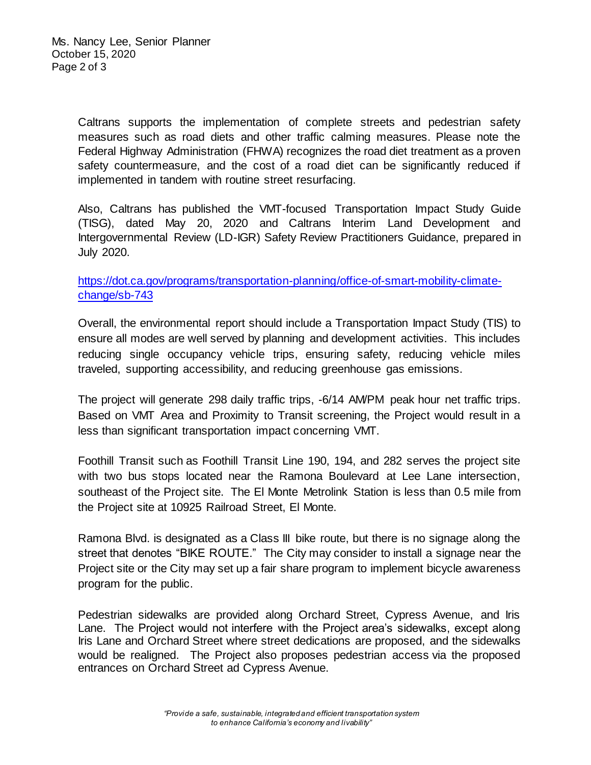Caltrans supports the implementation of complete streets and pedestrian safety measures such as road diets and other traffic calming measures. Please note the Federal Highway Administration (FHWA) recognizes the road diet treatment as a proven safety countermeasure, and the cost of a road diet can be significantly reduced if implemented in tandem with routine street resurfacing.

Also, Caltrans has published the VMT-focused Transportation Impact Study Guide (TISG), dated May 20, 2020 and Caltrans Interim Land Development and Intergovernmental Review (LD-IGR) Safety Review Practitioners Guidance, prepared in July 2020.

https://dot.ca.gov/programs/transportation-planning/office-of-smart-mobility-climate-change/sb-743

Overall, the environmental report should include a Transportation Impact Study (TIS) to ensure all modes are well served by planning and development activities. This includes reducing single occupancy vehicle trips, ensuring safety, reducing vehicle miles traveled, supporting accessibility, and reducing greenhouse gas emissions.

The project will generate 298 daily traffic trips, -6/14 AM/PM peak hour net traffic trips. Based on VMT Area and Proximity to Transit screening, the Project would result in a less than significant transportation impact concerning VMT.

Foothill Transit such as Foothill Transit Line 190, 194, and 282 serves the project site with two bus stops located near the Ramona Boulevard at Lee Lane intersection, southeast of the Project site. The El Monte Metrolink Station is less than 0.5 mile from the Project site at 10925 Railroad Street, El Monte.

Ramona Blvd. is designated as a Class III bike route, but there is no signage along the street that denotes "BIKE ROUTE." The City may consider to install a signage near the Project site or the City may set up a fair share program to implement bicycle awareness program for the public.

Pedestrian sidewalks are provided along Orchard Street, Cypress Avenue, and Iris Lane. The Project would not interfere with the Project area's sidewalks, except along Iris Lane and Orchard Street where street dedications are proposed, and the sidewalks would be realigned. The Project also proposes pedestrian access via the proposed entrances on Orchard Street ad Cypress Avenue.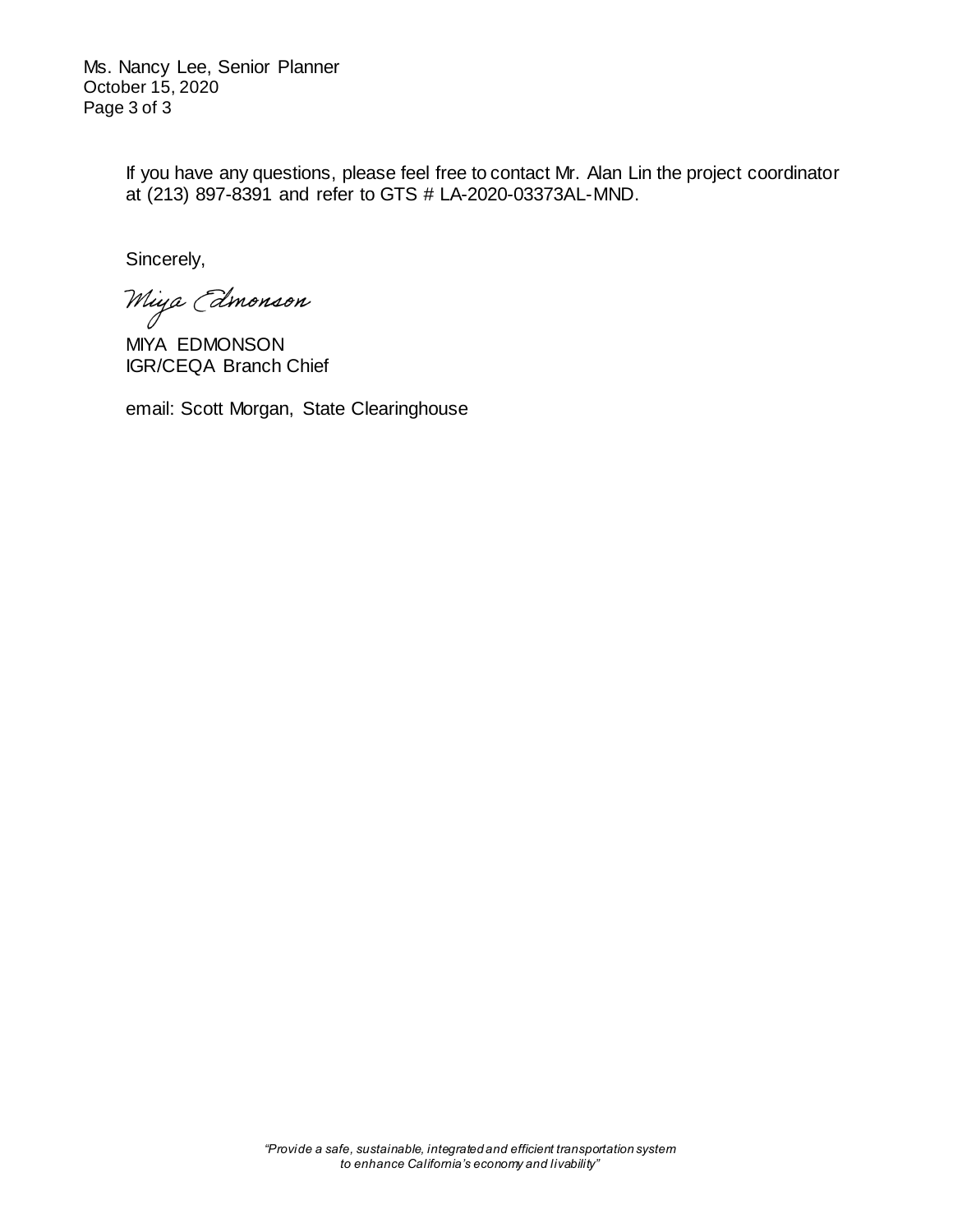If you have any questions, please feel free to contact Mr. Alan Lin the project coordinator at (213) 897-8391 and refer to GTS # LA-2020-03373AL-MND.

Sincerely,

*Miya Edmonson*

MIYA EDMONSON
IGR/CEQA Branch Chief

email: Scott Morgan, State Clearinghouse

*"Provide a safe, sustainable, integrated and efficient transportation system to enhance California's economy and livability"*